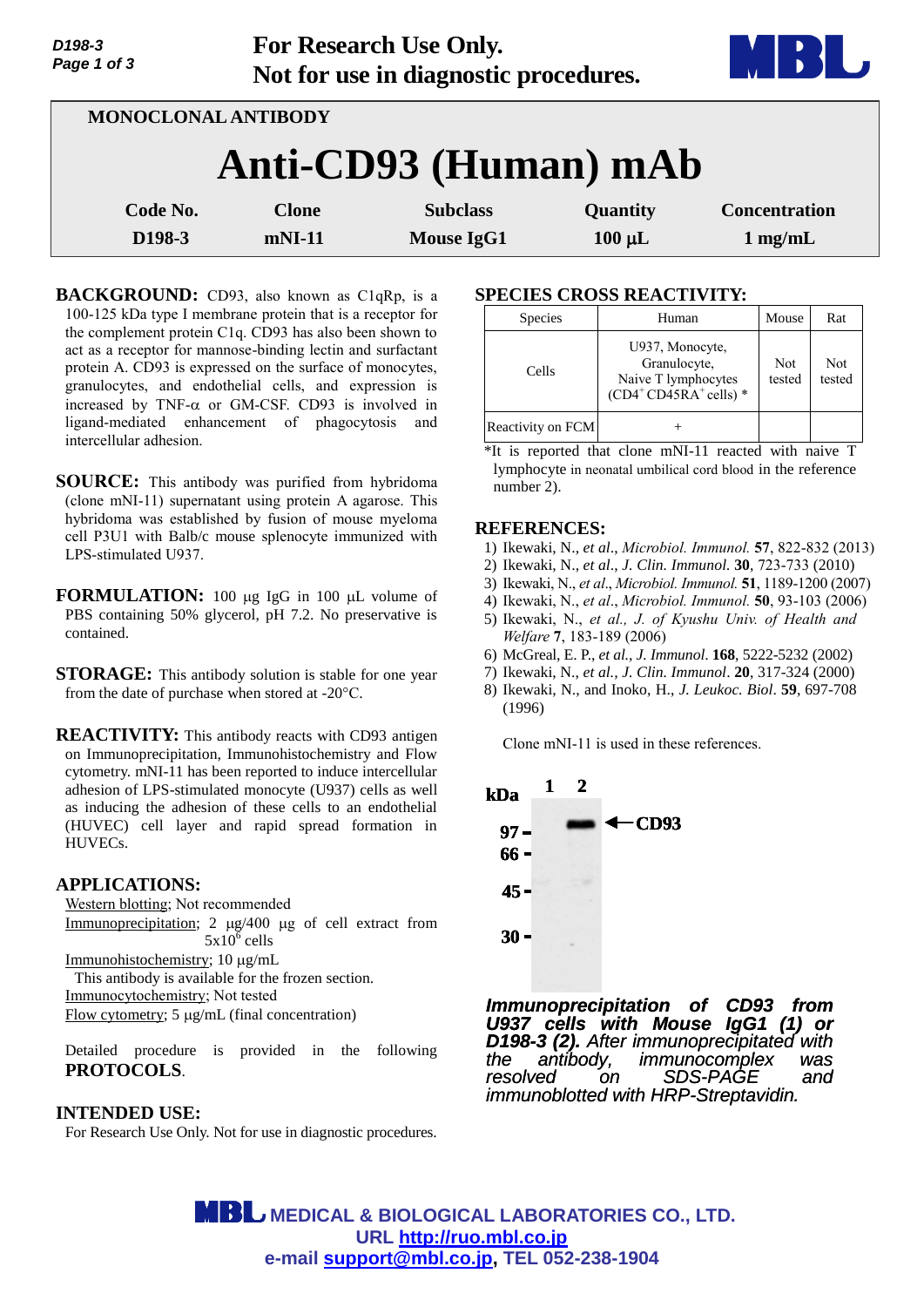For Research Use Only.
Not for use in diagnostic procedures.

MONOCLONAL ANTIBODY

# Anti-CD93 (Human) mAb

| Code No. | Clone | Subclass | Quantity | Concentration |
|---|---|---|---|---|
| D198-3 | mNI-11 | Mouse IgG1 | 100 µL | 1 mg/mL |

**BACKGROUND:** CD93, also known as C1qRp, is a 100-125 kDa type I membrane protein that is a receptor for the complement protein C1q. CD93 has also been shown to act as a receptor for mannose-binding lectin and surfactant protein A. CD93 is expressed on the surface of monocytes, granulocytes, and endothelial cells, and expression is increased by TNF-α or GM-CSF. CD93 is involved in ligand-mediated enhancement of phagocytosis and intercellular adhesion.

**SOURCE:** This antibody was purified from hybridoma (clone mNI-11) supernatant using protein A agarose. This hybridoma was established by fusion of mouse myeloma cell P3U1 with Balb/c mouse splenocyte immunized with LPS-stimulated U937.

**FORMULATION:** 100 µg IgG in 100 µL volume of PBS containing 50% glycerol, pH 7.2. No preservative is contained.

**STORAGE:** This antibody solution is stable for one year from the date of purchase when stored at -20°C.

**REACTIVITY:** This antibody reacts with CD93 antigen on Immunoprecipitation, Immunohistochemistry and Flow cytometry. mNI-11 has been reported to induce intercellular adhesion of LPS-stimulated monocyte (U937) cells as well as inducing the adhesion of these cells to an endothelial (HUVEC) cell layer and rapid spread formation in HUVECs.

**APPLICATIONS:**

Western blotting; Not recommended
Immunoprecipitation; 2 µg/400 µg of cell extract from $5 \times 10^6$ cells
Immunohistochemistry; 10 µg/mL
This antibody is available for the frozen section.
Immunocytochemistry; Not tested
Flow cytometry; 5 µg/mL (final concentration)

Detailed procedure is provided in the following **PROTOCOLS**.

**INTENDED USE:**

For Research Use Only. Not for use in diagnostic procedures.

**SPECIES CROSS REACTIVITY:**

| Species | Human | Mouse | Rat |
|---|---|---|---|
| Cells | U937, Monocyte, Granulocyte, Naive T lymphocytes ($CD4^+$ $CD45RA^+$ cells) * | Not tested | Not tested |
| Reactivity on FCM | + | | |

*It is reported that clone mNI-11 reacted with naive T lymphocyte in neonatal umbilical cord blood in the reference number 2).

**REFERENCES:**

1) Ikewaki, N., *et al*., *Microbiol. Immunol.* **57**, 822-832 (2013)
2) Ikewaki, N., *et al*., *J. Clin. Immunol.* **30**, 723-733 (2010)
3) Ikewaki, N., *et al*., *Microbiol. Immunol.* **51**, 1189-1200 (2007)
4) Ikewaki, N., *et al*., *Microbiol. Immunol.* **50**, 93-103 (2006)
5) Ikewaki, N., *et al., J. of Kyushu Univ. of Health and Welfare* **7**, 183-189 (2006)
6) McGreal, E. P., *et al*., *J. Immunol*. **168**, 5222-5232 (2002)
7) Ikewaki, N., *et al., J. Clin. Immunol*. **20**, 317-324 (2000)
8) Ikewaki, N., and Inoko, H., *J. Leukoc. Biol*. **59**, 697-708 (1996)

Clone mNI-11 is used in these references.

kDa 1 2
97 – 66 – 45 – 30 –
CD93

***Immunoprecipitation of CD93 from U937 cells with Mouse IgG1 (1) or D198-3 (2).*** *After immunoprecipitated with the antibody, immunocomplex was resolved on SDS-PAGE and immunoblotted with HRP-Streptavidin.*

MEDICAL & BIOLOGICAL LABORATORIES CO., LTD.
URL http://ruo.mbl.co.jp
e-mail support@mbl.co.jp, TEL 052-238-1904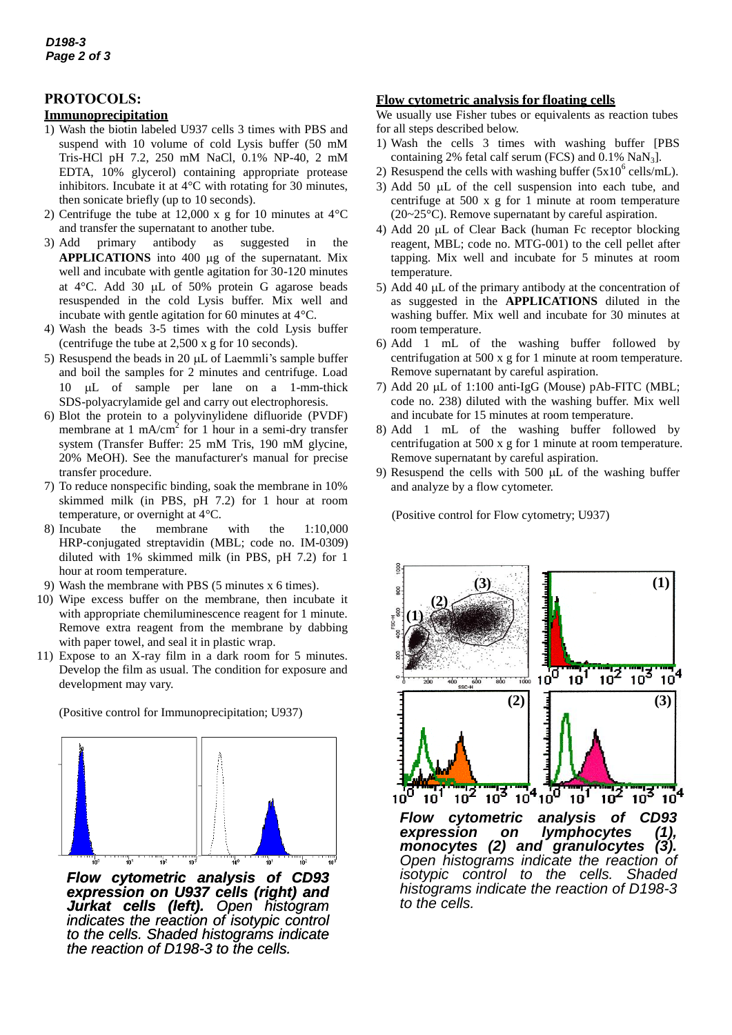## PROTOCOLS:

### Immunoprecipitation

1) Wash the biotin labeled U937 cells 3 times with PBS and suspend with 10 volume of cold Lysis buffer (50 mM Tris-HCl pH 7.2, 250 mM NaCl, 0.1% NP-40, 2 mM EDTA, 10% glycerol) containing appropriate protease inhibitors. Incubate it at 4°C with rotating for 30 minutes, then sonicate briefly (up to 10 seconds).
2) Centrifuge the tube at 12,000 x g for 10 minutes at 4°C and transfer the supernatant to another tube.
3) Add primary antibody as suggested in the **APPLICATIONS** into 400 μg of the supernatant. Mix well and incubate with gentle agitation for 30-120 minutes at 4°C. Add 30 μL of 50% protein G agarose beads resuspended in the cold Lysis buffer. Mix well and incubate with gentle agitation for 60 minutes at 4°C.
4) Wash the beads 3-5 times with the cold Lysis buffer (centrifuge the tube at 2,500 x g for 10 seconds).
5) Resuspend the beads in 20 μL of Laemmli's sample buffer and boil the samples for 2 minutes and centrifuge. Load 10 μL of sample per lane on a 1-mm-thick SDS-polyacrylamide gel and carry out electrophoresis.
6) Blot the protein to a polyvinylidene difluoride (PVDF) membrane at 1 mA/cm$^2$ for 1 hour in a semi-dry transfer system (Transfer Buffer: 25 mM Tris, 190 mM glycine, 20% MeOH). See the manufacturer's manual for precise transfer procedure.
7) To reduce nonspecific binding, soak the membrane in 10% skimmed milk (in PBS, pH 7.2) for 1 hour at room temperature, or overnight at 4°C.
8) Incubate the membrane with the 1:10,000 HRP-conjugated streptavidin (MBL; code no. IM-0309) diluted with 1% skimmed milk (in PBS, pH 7.2) for 1 hour at room temperature.
9) Wash the membrane with PBS (5 minutes x 6 times).
10) Wipe excess buffer on the membrane, then incubate it with appropriate chemiluminescence reagent for 1 minute. Remove extra reagent from the membrane by dabbing with paper towel, and seal it in plastic wrap.
11) Expose to an X-ray film in a dark room for 5 minutes. Develop the film as usual. The condition for exposure and development may vary.

(Positive control for Immunoprecipitation; U937)

***Flow cytometric analysis of CD93 expression on U937 cells (right) and Jurkat cells (left).*** *Open histogram indicates the reaction of isotypic control to the cells. Shaded histograms indicate the reaction of D198-3 to the cells.*

### Flow cytometric analysis for floating cells

We usually use Fisher tubes or equivalents as reaction tubes for all steps described below.

1) Wash the cells 3 times with washing buffer [PBS containing 2% fetal calf serum (FCS) and 0.1% $NaN_3$].
2) Resuspend the cells with washing buffer ($5x10^6$ cells/mL).
3) Add 50 μL of the cell suspension into each tube, and centrifuge at 500 x g for 1 minute at room temperature (20~25°C). Remove supernatant by careful aspiration.
4) Add 20 μL of Clear Back (human Fc receptor blocking reagent, MBL; code no. MTG-001) to the cell pellet after tapping. Mix well and incubate for 5 minutes at room temperature.
5) Add 40 μL of the primary antibody at the concentration of as suggested in the **APPLICATIONS** diluted in the washing buffer. Mix well and incubate for 30 minutes at room temperature.
6) Add 1 mL of the washing buffer followed by centrifugation at 500 x g for 1 minute at room temperature. Remove supernatant by careful aspiration.
7) Add 20 μL of 1:100 anti-IgG (Mouse) pAb-FITC (MBL; code no. 238) diluted with the washing buffer. Mix well and incubate for 15 minutes at room temperature.
8) Add 1 mL of the washing buffer followed by centrifugation at 500 x g for 1 minute at room temperature. Remove supernatant by careful aspiration.
9) Resuspend the cells with 500 μL of the washing buffer and analyze by a flow cytometer.

(Positive control for Flow cytometry; U937)

***Flow cytometric analysis of CD93 expression on lymphocytes (1), monocytes (2) and granulocytes (3).*** *Open histograms indicate the reaction of isotypic control to the cells. Shaded histograms indicate the reaction of D198-3 to the cells.*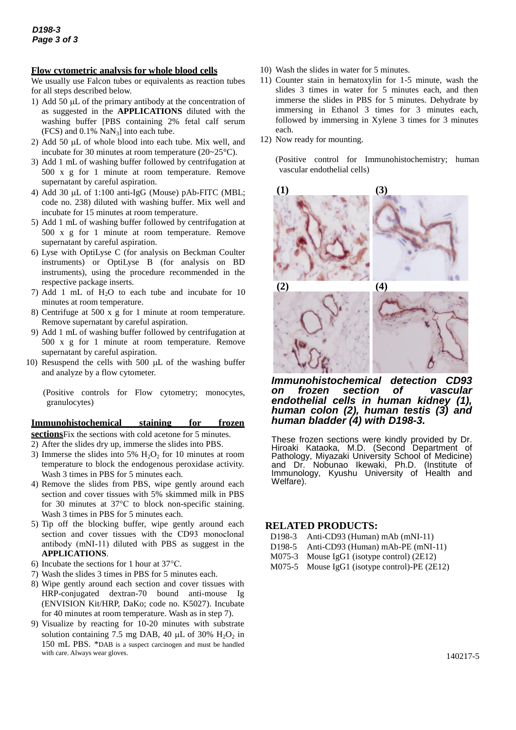## Flow cytometric analysis for whole blood cells

We usually use Falcon tubes or equivalents as reaction tubes for all steps described below.

1) Add 50 μL of the primary antibody at the concentration of as suggested in the **APPLICATIONS** diluted with the washing buffer [PBS containing 2% fetal calf serum (FCS) and 0.1% $NaN_3$] into each tube.
2) Add 50 μL of whole blood into each tube. Mix well, and incubate for 30 minutes at room temperature (20~25°C).
3) Add 1 mL of washing buffer followed by centrifugation at 500 x g for 1 minute at room temperature. Remove supernatant by careful aspiration.
4) Add 30 μL of 1:100 anti-IgG (Mouse) pAb-FITC (MBL; code no. 238) diluted with washing buffer. Mix well and incubate for 15 minutes at room temperature.
5) Add 1 mL of washing buffer followed by centrifugation at 500 x g for 1 minute at room temperature. Remove supernatant by careful aspiration.
6) Lyse with OptiLyse C (for analysis on Beckman Coulter instruments) or OptiLyse B (for analysis on BD instruments), using the procedure recommended in the respective package inserts.
7) Add 1 mL of $H_2O$ to each tube and incubate for 10 minutes at room temperature.
8) Centrifuge at 500 x g for 1 minute at room temperature. Remove supernatant by careful aspiration.
9) Add 1 mL of washing buffer followed by centrifugation at 500 x g for 1 minute at room temperature. Remove supernatant by careful aspiration.
10) Resuspend the cells with 500 μL of the washing buffer and analyze by a flow cytometer.

(Positive controls for Flow cytometry; monocytes, granulocytes)

## Immunohistochemical staining for frozen sections

1) Fix the sections with cold acetone for 5 minutes.
2) After the slides dry up, immerse the slides into PBS.
3) Immerse the slides into 5% $H_2O_2$ for 10 minutes at room temperature to block the endogenous peroxidase activity. Wash 3 times in PBS for 5 minutes each.
4) Remove the slides from PBS, wipe gently around each section and cover tissues with 5% skimmed milk in PBS for 30 minutes at 37°C to block non-specific staining. Wash 3 times in PBS for 5 minutes each.
5) Tip off the blocking buffer, wipe gently around each section and cover tissues with the CD93 monoclonal antibody (mNI-11) diluted with PBS as suggest in the **APPLICATIONS**.
6) Incubate the sections for 1 hour at 37°C.
7) Wash the slides 3 times in PBS for 5 minutes each.
8) Wipe gently around each section and cover tissues with HRP-conjugated dextran-70 bound anti-mouse Ig (ENVISION Kit/HRP, DaKo; code no. K5027). Incubate for 40 minutes at room temperature. Wash as in step 7).
9) Visualize by reacting for 10-20 minutes with substrate solution containing 7.5 mg DAB, 40 μL of 30% $H_2O_2$ in 150 mL PBS. *DAB is a suspect carcinogen and must be handled with care. Always wear gloves.
10) Wash the slides in water for 5 minutes.
11) Counter stain in hematoxylin for 1-5 minute, wash the slides 3 times in water for 5 minutes each, and then immerse the slides in PBS for 5 minutes. Dehydrate by immersing in Ethanol 3 times for 3 minutes each, followed by immersing in Xylene 3 times for 3 minutes each.
12) Now ready for mounting.

(Positive control for Immunohistochemistry; human vascular endothelial cells)

(1) (3) (2) (4)

***Immunohistochemical detection CD93 on frozen section of vascular endothelial cells in human kidney (1), human colon (2), human testis (3) and human bladder (4) with D198-3.***

These frozen sections were kindly provided by Dr. Hiroaki Kataoka, M.D. (Second Department of Pathology, Miyazaki University School of Medicine) and Dr. Nobunao Ikewaki, Ph.D. (Institute of Immunology, Kyushu University of Health and Welfare).

## RELATED PRODUCTS:

D198-3 Anti-CD93 (Human) mAb (mNI-11)
D198-5 Anti-CD93 (Human) mAb-PE (mNI-11)
M075-3 Mouse IgG1 (isotype control) (2E12)
M075-5 Mouse IgG1 (isotype control)-PE (2E12)

140217-5